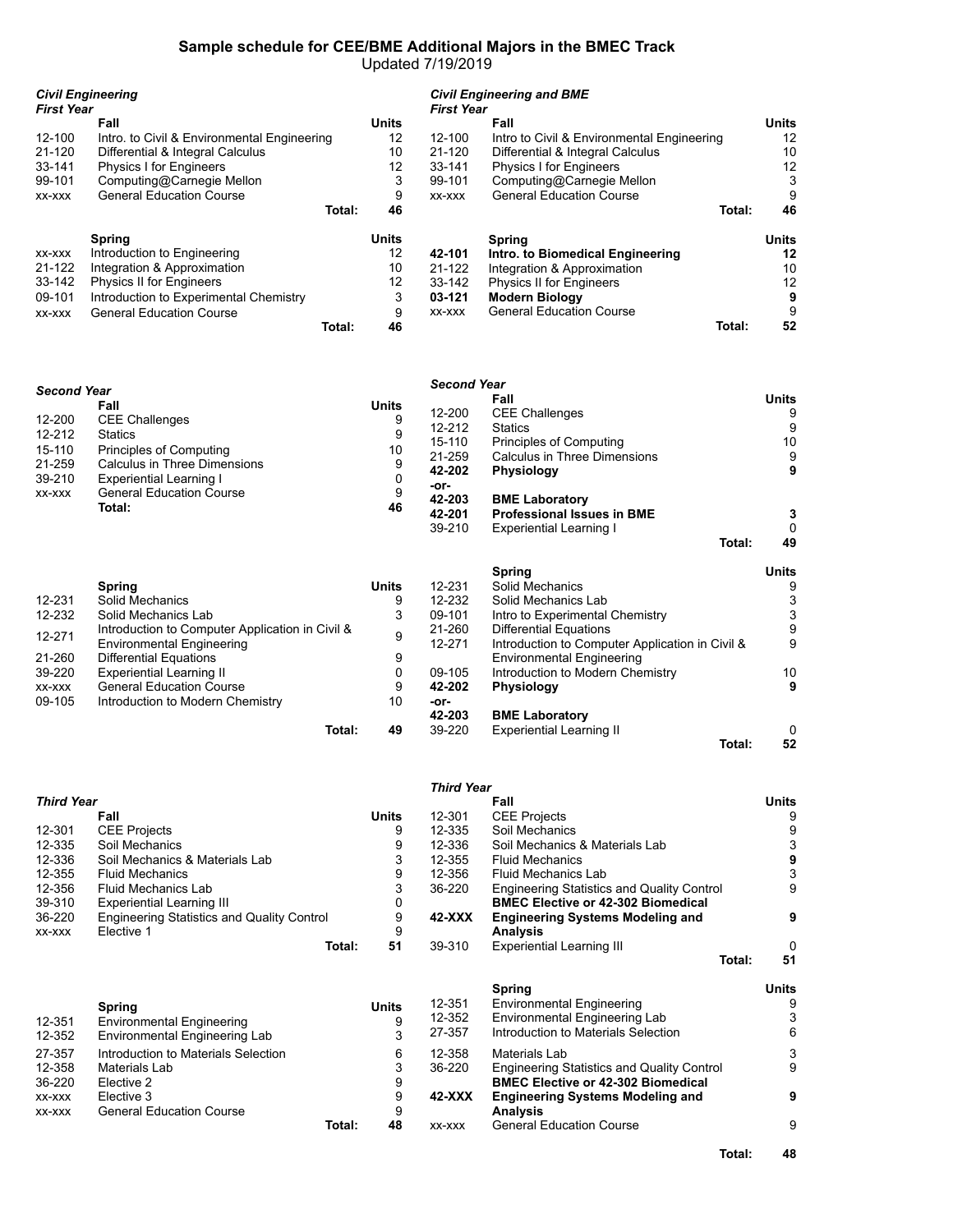# Sample schedule for CEE/BME Additional Majors in the BMEC Track

Updated 7/19/2019

## *Civil Engineering*

### *First Year*

| | Fall | Units |
|---|---|---|
| 12-100 | Intro. to Civil & Environmental Engineering | 12 |
| 21-120 | Differential & Integral Calculus | 10 |
| 33-141 | Physics I for Engineers | 12 |
| 99-101 | Computing@Carnegie Mellon | 3 |
| xx-xxx | General Education Course | 9 |
| | **Total:** | **46** |

| | Spring | Units |
|---|---|---|
| xx-xxx | Introduction to Engineering | 12 |
| 21-122 | Integration & Approximation | 10 |
| 33-142 | Physics II for Engineers | 12 |
| 09-101 | Introduction to Experimental Chemistry | 3 |
| xx-xxx | General Education Course | 9 |
| | **Total:** | **46** |

### *Second Year*

| | Fall | Units |
|---|---|---|
| 12-200 | CEE Challenges | 9 |
| 12-212 | Statics | 9 |
| 15-110 | Principles of Computing | 10 |
| 21-259 | Calculus in Three Dimensions | 9 |
| 39-210 | Experiential Learning I | 0 |
| xx-xxx | General Education Course | 9 |
| | **Total:** | **46** |

| | Spring | Units |
|---|---|---|
| 12-231 | Solid Mechanics | 9 |
| 12-232 | Solid Mechanics Lab | 3 |
| 12-271 | Introduction to Computer Application in Civil & Environmental Engineering | 9 |
| 21-260 | Differential Equations | 9 |
| 39-220 | Experiential Learning II | 0 |
| xx-xxx | General Education Course | 9 |
| 09-105 | Introduction to Modern Chemistry | 10 |
| | **Total:** | **49** |

### *Third Year*

| | Fall | Units |
|---|---|---|
| 12-301 | CEE Projects | 9 |
| 12-335 | Soil Mechanics | 9 |
| 12-336 | Soil Mechanics & Materials Lab | 3 |
| 12-355 | Fluid Mechanics | 9 |
| 12-356 | Fluid Mechanics Lab | 3 |
| 39-310 | Experiential Learning III | 0 |
| 36-220 | Engineering Statistics and Quality Control | 9 |
| xx-xxx | Elective 1 | 9 |
| | **Total:** | **51** |

| | Spring | Units |
|---|---|---|
| 12-351 | Environmental Engineering | 9 |
| 12-352 | Environmental Engineering Lab | 3 |
| 27-357 | Introduction to Materials Selection | 6 |
| 12-358 | Materials Lab | 3 |
| 36-220 | Elective 2 | 9 |
| xx-xxx | Elective 3 | 9 |
| xx-xxx | General Education Course | 9 |
| | **Total:** | **48** |

## *Civil Engineering and BME*

### *First Year*

| | Fall | Units |
|---|---|---|
| 12-100 | Intro to Civil & Environmental Engineering | 12 |
| 21-120 | Differential & Integral Calculus | 10 |
| 33-141 | Physics I for Engineers | 12 |
| 99-101 | Computing@Carnegie Mellon | 3 |
| xx-xxx | General Education Course | 9 |
| | **Total:** | **46** |

| | Spring | Units |
|---|---|---|
| **42-101** | **Intro. to Biomedical Engineering** | **12** |
| 21-122 | Integration & Approximation | 10 |
| 33-142 | Physics II for Engineers | 12 |
| **03-121** | **Modern Biology** | **9** |
| xx-xxx | General Education Course | 9 |
| | **Total:** | **52** |

### *Second Year*

| | Fall | Units |
|---|---|---|
| 12-200 | CEE Challenges | 9 |
| 12-212 | Statics | 9 |
| 15-110 | Principles of Computing | 10 |
| 21-259 | Calculus in Three Dimensions | 9 |
| **42-202** | **Physiology** | **9** |
| **-or-** | | |
| **42-203** | **BME Laboratory** | |
| **42-201** | **Professional Issues in BME** | **3** |
| 39-210 | Experiential Learning I | 0 |
| | **Total:** | **49** |

| | Spring | Units |
|---|---|---|
| 12-231 | Solid Mechanics | 9 |
| 12-232 | Solid Mechanics Lab | 3 |
| 09-101 | Intro to Experimental Chemistry | 3 |
| 21-260 | Differential Equations | 9 |
| 12-271 | Introduction to Computer Application in Civil & Environmental Engineering | 9 |
| 09-105 | Introduction to Modern Chemistry | 10 |
| **42-202** | **Physiology** | **9** |
| **-or-** | | |
| **42-203** | **BME Laboratory** | |
| 39-220 | Experiential Learning II | 0 |
| | **Total:** | **52** |

### *Third Year*

| | Fall | Units |
|---|---|---|
| 12-301 | CEE Projects | 9 |
| 12-335 | Soil Mechanics | 9 |
| 12-336 | Soil Mechanics & Materials Lab | 3 |
| 12-355 | Fluid Mechanics | **9** |
| 12-356 | Fluid Mechanics Lab | 3 |
| 36-220 | Engineering Statistics and Quality Control | 9 |
| **42-XXX** | **BMEC Elective or 42-302 Biomedical Engineering Systems Modeling and Analysis** | **9** |
| 39-310 | Experiential Learning III | 0 |
| | **Total:** | **51** |

| | Spring | Units |
|---|---|---|
| 12-351 | Environmental Engineering | 9 |
| 12-352 | Environmental Engineering Lab | 3 |
| 27-357 | Introduction to Materials Selection | 6 |
| 12-358 | Materials Lab | 3 |
| 36-220 | Engineering Statistics and Quality Control | 9 |
| **42-XXX** | **BMEC Elective or 42-302 Biomedical Engineering Systems Modeling and Analysis** | **9** |
| xx-xxx | General Education Course | 9 |
| | **Total:** | **48** |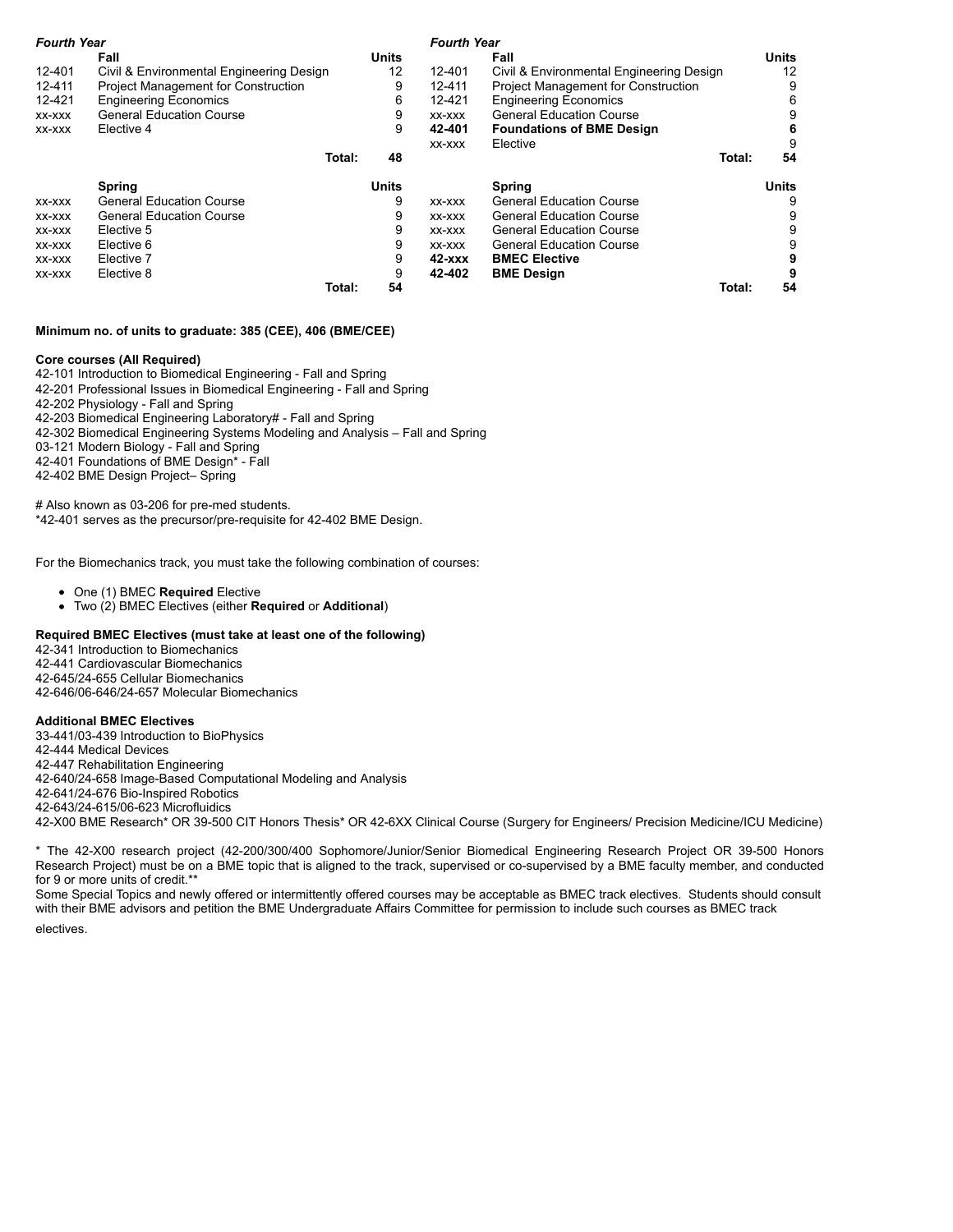*Fourth Year* (CEE)

| | Fall | Units |
|---|---|---|
| 12-401 | Civil & Environmental Engineering Design | 12 |
| 12-411 | Project Management for Construction | 9 |
| 12-421 | Engineering Economics | 6 |
| xx-xxx | General Education Course | 9 |
| xx-xxx | Elective 4 | 9 |
| | Total: | 48 |

| | Spring | Units |
|---|---|---|
| xx-xxx | General Education Course | 9 |
| xx-xxx | General Education Course | 9 |
| xx-xxx | Elective 5 | 9 |
| xx-xxx | Elective 6 | 9 |
| xx-xxx | Elective 7 | 9 |
| xx-xxx | Elective 8 | 9 |
| | Total: | 54 |

*Fourth Year* (BME/CEE)

| | Fall | Units |
|---|---|---|
| 12-401 | Civil & Environmental Engineering Design | 12 |
| 12-411 | Project Management for Construction | 9 |
| 12-421 | Engineering Economics | 6 |
| xx-xxx | General Education Course | 9 |
| **42-401** | **Foundations of BME Design** | **6** |
| xx-xxx | Elective | 9 |
| | Total: | 54 |

| | Spring | Units |
|---|---|---|
| xx-xxx | General Education Course | 9 |
| xx-xxx | General Education Course | 9 |
| xx-xxx | General Education Course | 9 |
| xx-xxx | General Education Course | 9 |
| **42-xxx** | **BMEC Elective** | **9** |
| **42-402** | **BME Design** | **9** |
| | Total: | 54 |

**Minimum no. of units to graduate: 385 (CEE), 406 (BME/CEE)**

**Core courses (All Required)**

42-101 Introduction to Biomedical Engineering - Fall and Spring
42-201 Professional Issues in Biomedical Engineering - Fall and Spring
42-202 Physiology - Fall and Spring
42-203 Biomedical Engineering Laboratory# - Fall and Spring
42-302 Biomedical Engineering Systems Modeling and Analysis – Fall and Spring
03-121 Modern Biology - Fall and Spring
42-401 Foundations of BME Design* - Fall
42-402 BME Design Project– Spring

# Also known as 03-206 for pre-med students.
*42-401 serves as the precursor/pre-requisite for 42-402 BME Design.

For the Biomechanics track, you must take the following combination of courses:

- One (1) BMEC **Required** Elective
- Two (2) BMEC Electives (either **Required** or **Additional**)

**Required BMEC Electives (must take at least one of the following)**

42-341 Introduction to Biomechanics
42-441 Cardiovascular Biomechanics
42-645/24-655 Cellular Biomechanics
42-646/06-646/24-657 Molecular Biomechanics

**Additional BMEC Electives**

33-441/03-439 Introduction to BioPhysics
42-444 Medical Devices
42-447 Rehabilitation Engineering
42-640/24-658 Image-Based Computational Modeling and Analysis
42-641/24-676 Bio-Inspired Robotics
42-643/24-615/06-623 Microfluidics
42-X00 BME Research* OR 39-500 CIT Honors Thesis* OR 42-6XX Clinical Course (Surgery for Engineers/ Precision Medicine/ICU Medicine)

* The 42-X00 research project (42-200/300/400 Sophomore/Junior/Senior Biomedical Engineering Research Project OR 39-500 Honors Research Project) must be on a BME topic that is aligned to the track, supervised or co-supervised by a BME faculty member, and conducted for 9 or more units of credit.**

Some Special Topics and newly offered or intermittently offered courses may be acceptable as BMEC track electives. Students should consult with their BME advisors and petition the BME Undergraduate Affairs Committee for permission to include such courses as BMEC track electives.